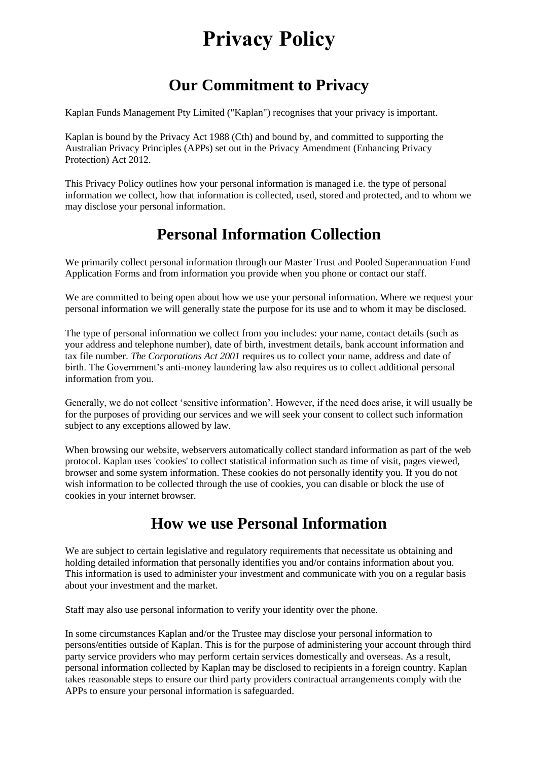# Privacy Policy

## Our Commitment to Privacy

Kaplan Funds Management Pty Limited ("Kaplan") recognises that your privacy is important.

Kaplan is bound by the Privacy Act 1988 (Cth) and bound by, and committed to supporting the Australian Privacy Principles (APPs) set out in the Privacy Amendment (Enhancing Privacy Protection) Act 2012.

This Privacy Policy outlines how your personal information is managed i.e. the type of personal information we collect, how that information is collected, used, stored and protected, and to whom we may disclose your personal information.

## Personal Information Collection

We primarily collect personal information through our Master Trust and Pooled Superannuation Fund Application Forms and from information you provide when you phone or contact our staff.

We are committed to being open about how we use your personal information. Where we request your personal information we will generally state the purpose for its use and to whom it may be disclosed.

The type of personal information we collect from you includes: your name, contact details (such as your address and telephone number), date of birth, investment details, bank account information and tax file number. *The Corporations Act 2001* requires us to collect your name, address and date of birth. The Government's anti-money laundering law also requires us to collect additional personal information from you.

Generally, we do not collect 'sensitive information'. However, if the need does arise, it will usually be for the purposes of providing our services and we will seek your consent to collect such information subject to any exceptions allowed by law.

When browsing our website, webservers automatically collect standard information as part of the web protocol. Kaplan uses 'cookies' to collect statistical information such as time of visit, pages viewed, browser and some system information. These cookies do not personally identify you. If you do not wish information to be collected through the use of cookies, you can disable or block the use of cookies in your internet browser.

## How we use Personal Information

We are subject to certain legislative and regulatory requirements that necessitate us obtaining and holding detailed information that personally identifies you and/or contains information about you. This information is used to administer your investment and communicate with you on a regular basis about your investment and the market.

Staff may also use personal information to verify your identity over the phone.

In some circumstances Kaplan and/or the Trustee may disclose your personal information to persons/entities outside of Kaplan. This is for the purpose of administering your account through third party service providers who may perform certain services domestically and overseas. As a result, personal information collected by Kaplan may be disclosed to recipients in a foreign country. Kaplan takes reasonable steps to ensure our third party providers contractual arrangements comply with the APPs to ensure your personal information is safeguarded.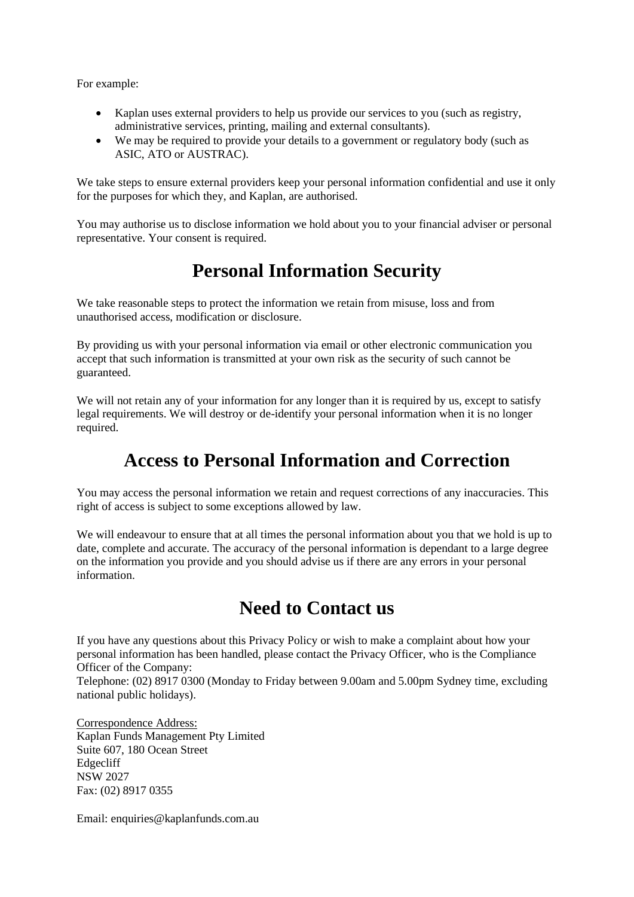For example:

- Kaplan uses external providers to help us provide our services to you (such as registry, administrative services, printing, mailing and external consultants).
- We may be required to provide your details to a government or regulatory body (such as ASIC, ATO or AUSTRAC).

We take steps to ensure external providers keep your personal information confidential and use it only for the purposes for which they, and Kaplan, are authorised.

You may authorise us to disclose information we hold about you to your financial adviser or personal representative. Your consent is required.

# Personal Information Security

We take reasonable steps to protect the information we retain from misuse, loss and from unauthorised access, modification or disclosure.

By providing us with your personal information via email or other electronic communication you accept that such information is transmitted at your own risk as the security of such cannot be guaranteed.

We will not retain any of your information for any longer than it is required by us, except to satisfy legal requirements. We will destroy or de-identify your personal information when it is no longer required.

# Access to Personal Information and Correction

You may access the personal information we retain and request corrections of any inaccuracies. This right of access is subject to some exceptions allowed by law.

We will endeavour to ensure that at all times the personal information about you that we hold is up to date, complete and accurate. The accuracy of the personal information is dependant to a large degree on the information you provide and you should advise us if there are any errors in your personal information.

# Need to Contact us

If you have any questions about this Privacy Policy or wish to make a complaint about how your personal information has been handled, please contact the Privacy Officer, who is the Compliance Officer of the Company:
Telephone: (02) 8917 0300 (Monday to Friday between 9.00am and 5.00pm Sydney time, excluding national public holidays).

<u>Correspondence Address:</u>
Kaplan Funds Management Pty Limited
Suite 607, 180 Ocean Street
Edgecliff
NSW 2027
Fax: (02) 8917 0355

Email: enquiries@kaplanfunds.com.au